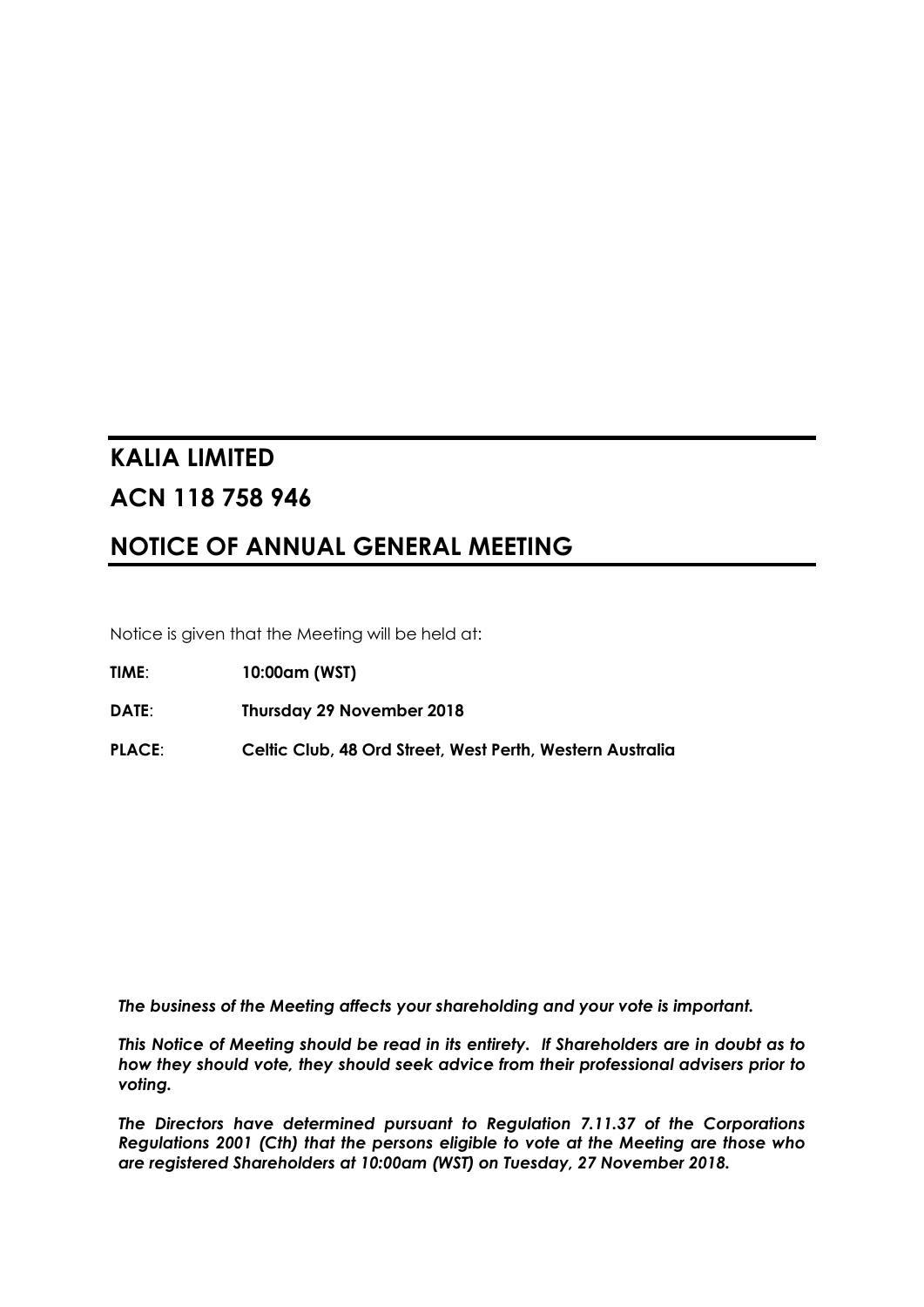# KALIA LIMITED

# ACN 118 758 946

# NOTICE OF ANNUAL GENERAL MEETING

Notice is given that the Meeting will be held at:

**TIME**: **10:00am (WST)**

**DATE**: **Thursday 29 November 2018**

**PLACE**: **Celtic Club, 48 Ord Street, West Perth, Western Australia**

***The business of the Meeting affects your shareholding and your vote is important.***

***This Notice of Meeting should be read in its entirety. If Shareholders are in doubt as to how they should vote, they should seek advice from their professional advisers prior to voting.***

***The Directors have determined pursuant to Regulation 7.11.37 of the Corporations Regulations 2001 (Cth) that the persons eligible to vote at the Meeting are those who are registered Shareholders at 10:00am (WST) on Tuesday, 27 November 2018.***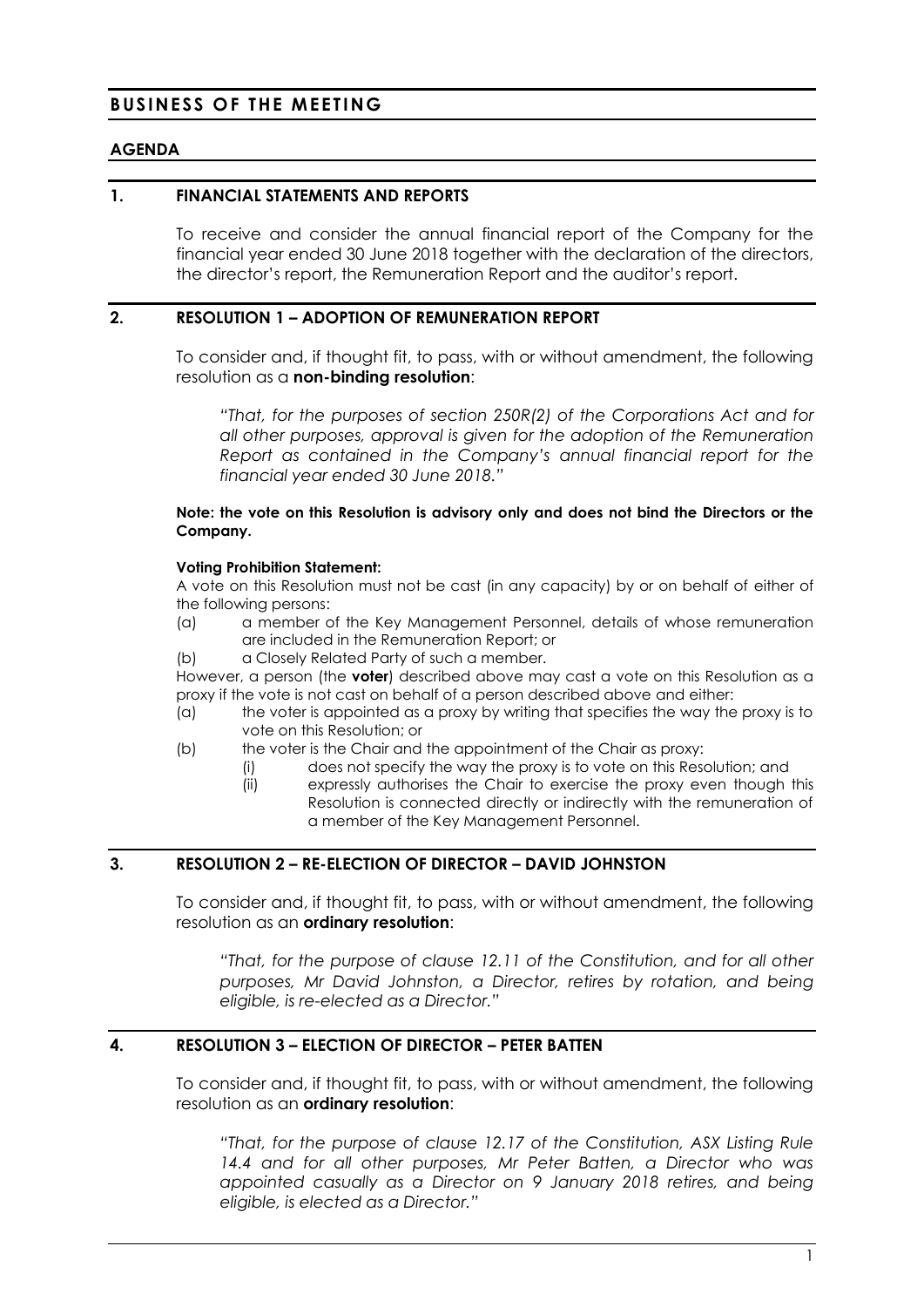# BUSINESS OF THE MEETING

## AGENDA

### 1. FINANCIAL STATEMENTS AND REPORTS

To receive and consider the annual financial report of the Company for the financial year ended 30 June 2018 together with the declaration of the directors, the director's report, the Remuneration Report and the auditor's report.

### 2. RESOLUTION 1 – ADOPTION OF REMUNERATION REPORT

To consider and, if thought fit, to pass, with or without amendment, the following resolution as a **non-binding resolution**:

> *"That, for the purposes of section 250R(2) of the Corporations Act and for all other purposes, approval is given for the adoption of the Remuneration Report as contained in the Company's annual financial report for the financial year ended 30 June 2018."*

**Note: the vote on this Resolution is advisory only and does not bind the Directors or the Company.**

**Voting Prohibition Statement:**

A vote on this Resolution must not be cast (in any capacity) by or on behalf of either of the following persons:

(a) a member of the Key Management Personnel, details of whose remuneration are included in the Remuneration Report; or

(b) a Closely Related Party of such a member.

However, a person (the **voter**) described above may cast a vote on this Resolution as a proxy if the vote is not cast on behalf of a person described above and either:

(a) the voter is appointed as a proxy by writing that specifies the way the proxy is to vote on this Resolution; or

(b) the voter is the Chair and the appointment of the Chair as proxy:

(i) does not specify the way the proxy is to vote on this Resolution; and

(ii) expressly authorises the Chair to exercise the proxy even though this Resolution is connected directly or indirectly with the remuneration of a member of the Key Management Personnel.

### 3. RESOLUTION 2 – RE-ELECTION OF DIRECTOR – DAVID JOHNSTON

To consider and, if thought fit, to pass, with or without amendment, the following resolution as an **ordinary resolution**:

> *"That, for the purpose of clause 12.11 of the Constitution, and for all other purposes, Mr David Johnston, a Director, retires by rotation, and being eligible, is re-elected as a Director."*

### 4. RESOLUTION 3 – ELECTION OF DIRECTOR – PETER BATTEN

To consider and, if thought fit, to pass, with or without amendment, the following resolution as an **ordinary resolution**:

> *"That, for the purpose of clause 12.17 of the Constitution, ASX Listing Rule 14.4 and for all other purposes, Mr Peter Batten, a Director who was appointed casually as a Director on 9 January 2018 retires, and being eligible, is elected as a Director."*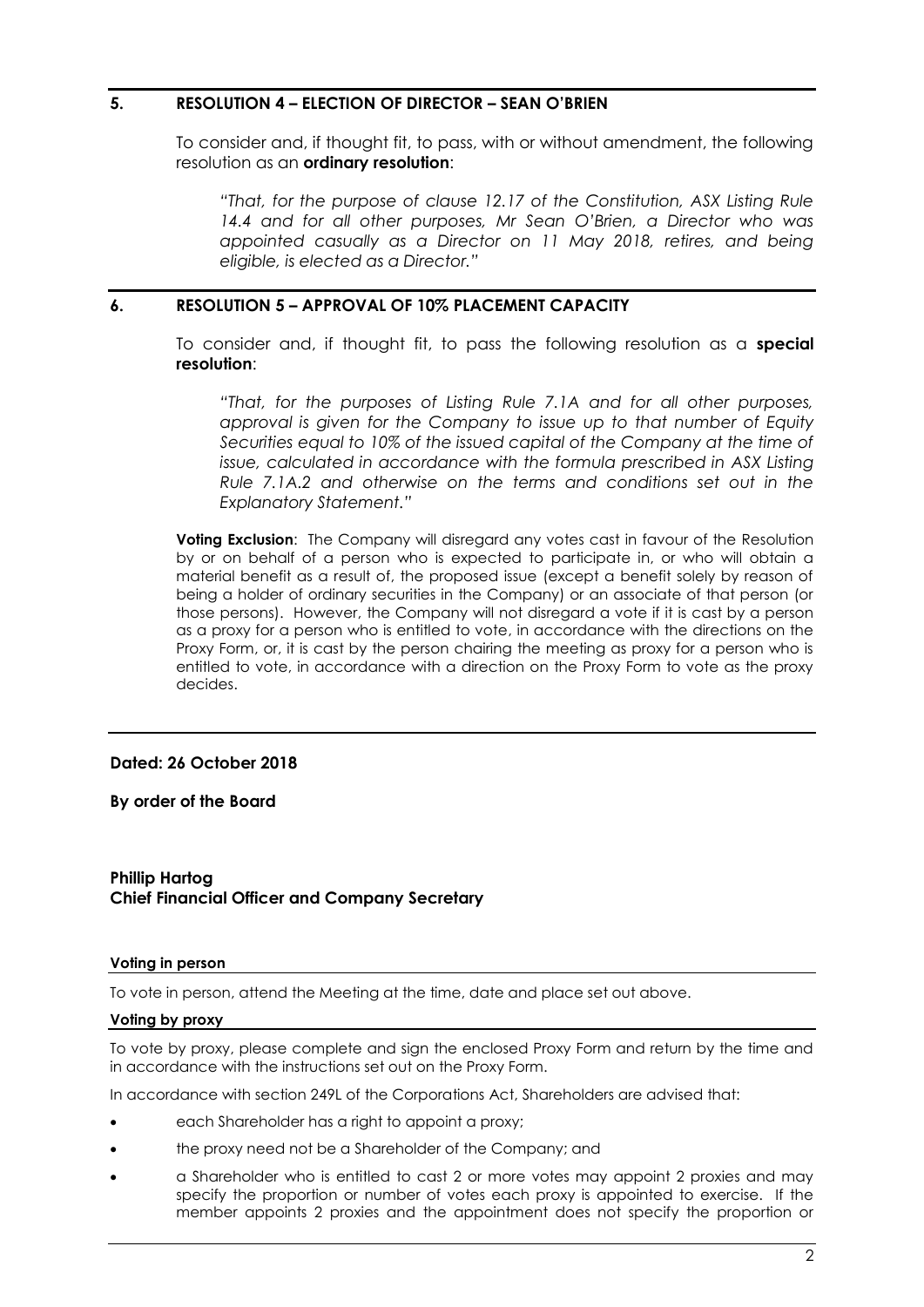## 5. RESOLUTION 4 – ELECTION OF DIRECTOR – SEAN O'BRIEN

To consider and, if thought fit, to pass, with or without amendment, the following resolution as an **ordinary resolution**:

*"That, for the purpose of clause 12.17 of the Constitution, ASX Listing Rule 14.4 and for all other purposes, Mr Sean O'Brien, a Director who was appointed casually as a Director on 11 May 2018, retires, and being eligible, is elected as a Director."*

## 6. RESOLUTION 5 – APPROVAL OF 10% PLACEMENT CAPACITY

To consider and, if thought fit, to pass the following resolution as a **special resolution**:

*"That, for the purposes of Listing Rule 7.1A and for all other purposes, approval is given for the Company to issue up to that number of Equity Securities equal to 10% of the issued capital of the Company at the time of issue, calculated in accordance with the formula prescribed in ASX Listing Rule 7.1A.2 and otherwise on the terms and conditions set out in the Explanatory Statement."*

**Voting Exclusion**: The Company will disregard any votes cast in favour of the Resolution by or on behalf of a person who is expected to participate in, or who will obtain a material benefit as a result of, the proposed issue (except a benefit solely by reason of being a holder of ordinary securities in the Company) or an associate of that person (or those persons). However, the Company will not disregard a vote if it is cast by a person as a proxy for a person who is entitled to vote, in accordance with the directions on the Proxy Form, or, it is cast by the person chairing the meeting as proxy for a person who is entitled to vote, in accordance with a direction on the Proxy Form to vote as the proxy decides.

**Dated: 26 October 2018**

**By order of the Board**

**Phillip Hartog**
**Chief Financial Officer and Company Secretary**

**Voting in person**

To vote in person, attend the Meeting at the time, date and place set out above.

**Voting by proxy**

To vote by proxy, please complete and sign the enclosed Proxy Form and return by the time and in accordance with the instructions set out on the Proxy Form.

In accordance with section 249L of the Corporations Act, Shareholders are advised that:

- each Shareholder has a right to appoint a proxy;
- the proxy need not be a Shareholder of the Company; and
- a Shareholder who is entitled to cast 2 or more votes may appoint 2 proxies and may specify the proportion or number of votes each proxy is appointed to exercise. If the member appoints 2 proxies and the appointment does not specify the proportion or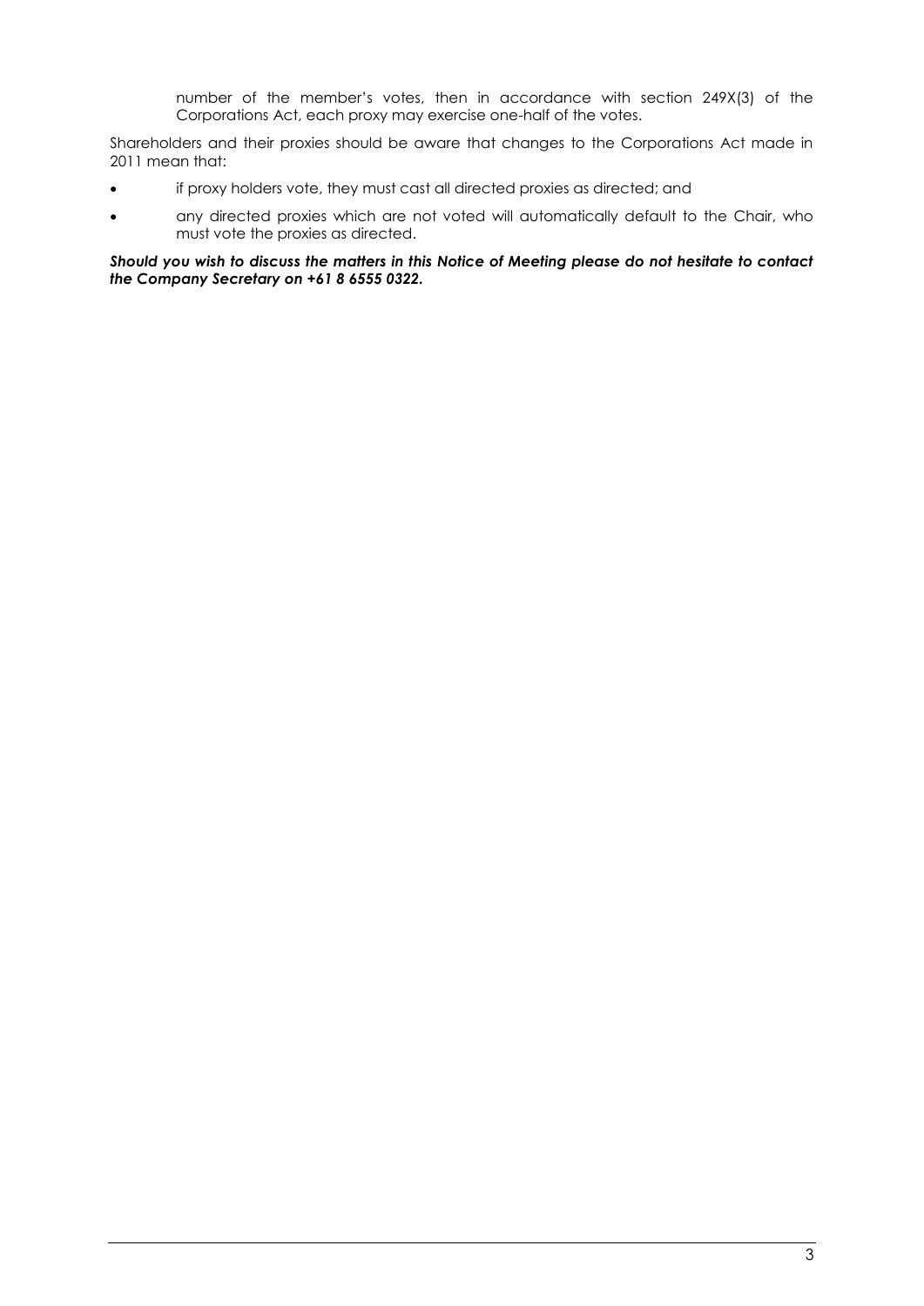number of the member's votes, then in accordance with section 249X(3) of the Corporations Act, each proxy may exercise one-half of the votes.

Shareholders and their proxies should be aware that changes to the Corporations Act made in 2011 mean that:

- if proxy holders vote, they must cast all directed proxies as directed; and
- any directed proxies which are not voted will automatically default to the Chair, who must vote the proxies as directed.

***Should you wish to discuss the matters in this Notice of Meeting please do not hesitate to contact the Company Secretary on +61 8 6555 0322.***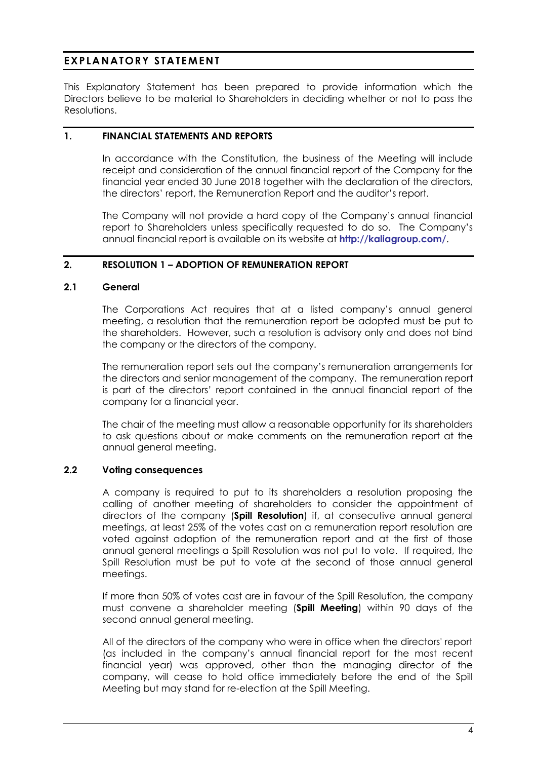# EXPLANATORY STATEMENT

This Explanatory Statement has been prepared to provide information which the Directors believe to be material to Shareholders in deciding whether or not to pass the Resolutions.

## 1. FINANCIAL STATEMENTS AND REPORTS

In accordance with the Constitution, the business of the Meeting will include receipt and consideration of the annual financial report of the Company for the financial year ended 30 June 2018 together with the declaration of the directors, the directors' report, the Remuneration Report and the auditor's report.

The Company will not provide a hard copy of the Company's annual financial report to Shareholders unless specifically requested to do so. The Company's annual financial report is available on its website at **http://kaliagroup.com/**.

## 2. RESOLUTION 1 – ADOPTION OF REMUNERATION REPORT

### 2.1 General

The Corporations Act requires that at a listed company's annual general meeting, a resolution that the remuneration report be adopted must be put to the shareholders. However, such a resolution is advisory only and does not bind the company or the directors of the company.

The remuneration report sets out the company's remuneration arrangements for the directors and senior management of the company. The remuneration report is part of the directors' report contained in the annual financial report of the company for a financial year.

The chair of the meeting must allow a reasonable opportunity for its shareholders to ask questions about or make comments on the remuneration report at the annual general meeting.

### 2.2 Voting consequences

A company is required to put to its shareholders a resolution proposing the calling of another meeting of shareholders to consider the appointment of directors of the company (**Spill Resolution**) if, at consecutive annual general meetings, at least 25% of the votes cast on a remuneration report resolution are voted against adoption of the remuneration report and at the first of those annual general meetings a Spill Resolution was not put to vote. If required, the Spill Resolution must be put to vote at the second of those annual general meetings.

If more than 50% of votes cast are in favour of the Spill Resolution, the company must convene a shareholder meeting (**Spill Meeting**) within 90 days of the second annual general meeting.

All of the directors of the company who were in office when the directors' report (as included in the company's annual financial report for the most recent financial year) was approved, other than the managing director of the company, will cease to hold office immediately before the end of the Spill Meeting but may stand for re-election at the Spill Meeting.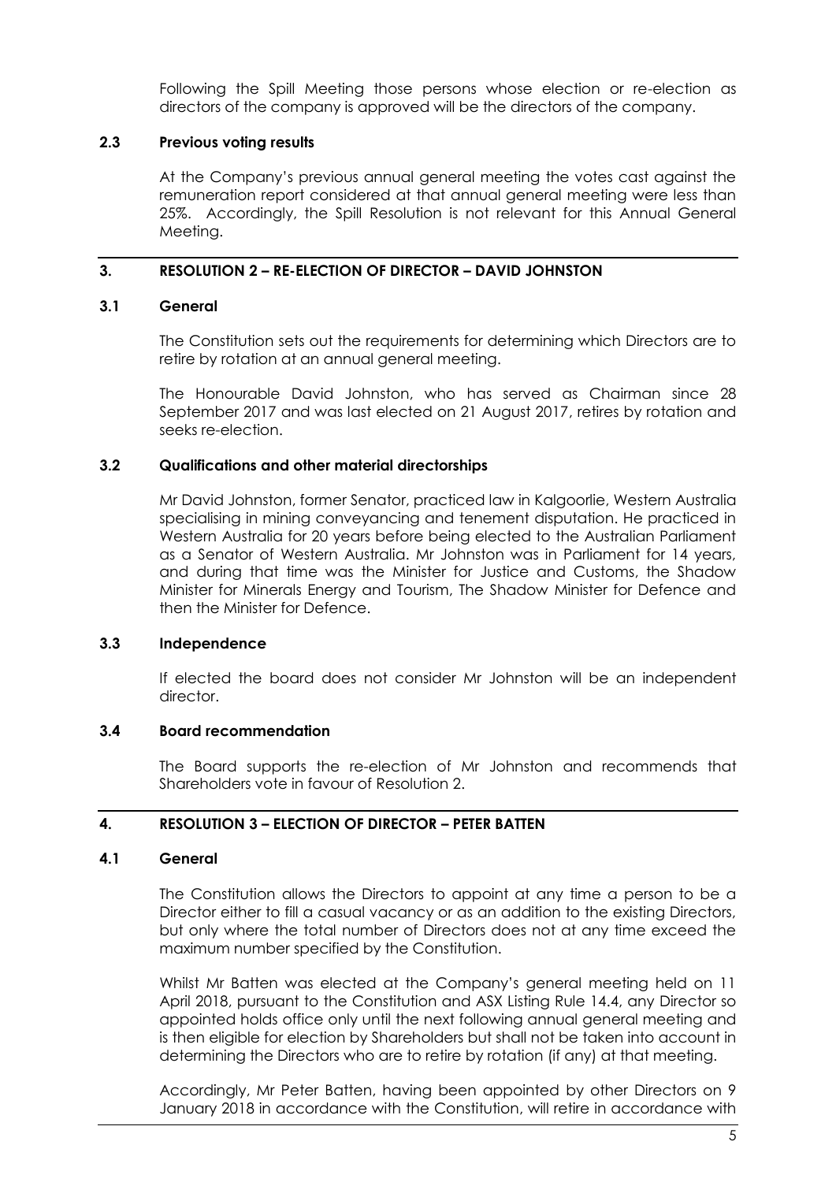Following the Spill Meeting those persons whose election or re-election as directors of the company is approved will be the directors of the company.

### 2.3 Previous voting results

At the Company's previous annual general meeting the votes cast against the remuneration report considered at that annual general meeting were less than 25%. Accordingly, the Spill Resolution is not relevant for this Annual General Meeting.

## 3. RESOLUTION 2 – RE-ELECTION OF DIRECTOR – DAVID JOHNSTON

### 3.1 General

The Constitution sets out the requirements for determining which Directors are to retire by rotation at an annual general meeting.

The Honourable David Johnston, who has served as Chairman since 28 September 2017 and was last elected on 21 August 2017, retires by rotation and seeks re-election.

### 3.2 Qualifications and other material directorships

Mr David Johnston, former Senator, practiced law in Kalgoorlie, Western Australia specialising in mining conveyancing and tenement disputation. He practiced in Western Australia for 20 years before being elected to the Australian Parliament as a Senator of Western Australia. Mr Johnston was in Parliament for 14 years, and during that time was the Minister for Justice and Customs, the Shadow Minister for Minerals Energy and Tourism, The Shadow Minister for Defence and then the Minister for Defence.

### 3.3 Independence

If elected the board does not consider Mr Johnston will be an independent director.

### 3.4 Board recommendation

The Board supports the re-election of Mr Johnston and recommends that Shareholders vote in favour of Resolution 2.

## 4. RESOLUTION 3 – ELECTION OF DIRECTOR – PETER BATTEN

### 4.1 General

The Constitution allows the Directors to appoint at any time a person to be a Director either to fill a casual vacancy or as an addition to the existing Directors, but only where the total number of Directors does not at any time exceed the maximum number specified by the Constitution.

Whilst Mr Batten was elected at the Company's general meeting held on 11 April 2018, pursuant to the Constitution and ASX Listing Rule 14.4, any Director so appointed holds office only until the next following annual general meeting and is then eligible for election by Shareholders but shall not be taken into account in determining the Directors who are to retire by rotation (if any) at that meeting.

Accordingly, Mr Peter Batten, having been appointed by other Directors on 9 January 2018 in accordance with the Constitution, will retire in accordance with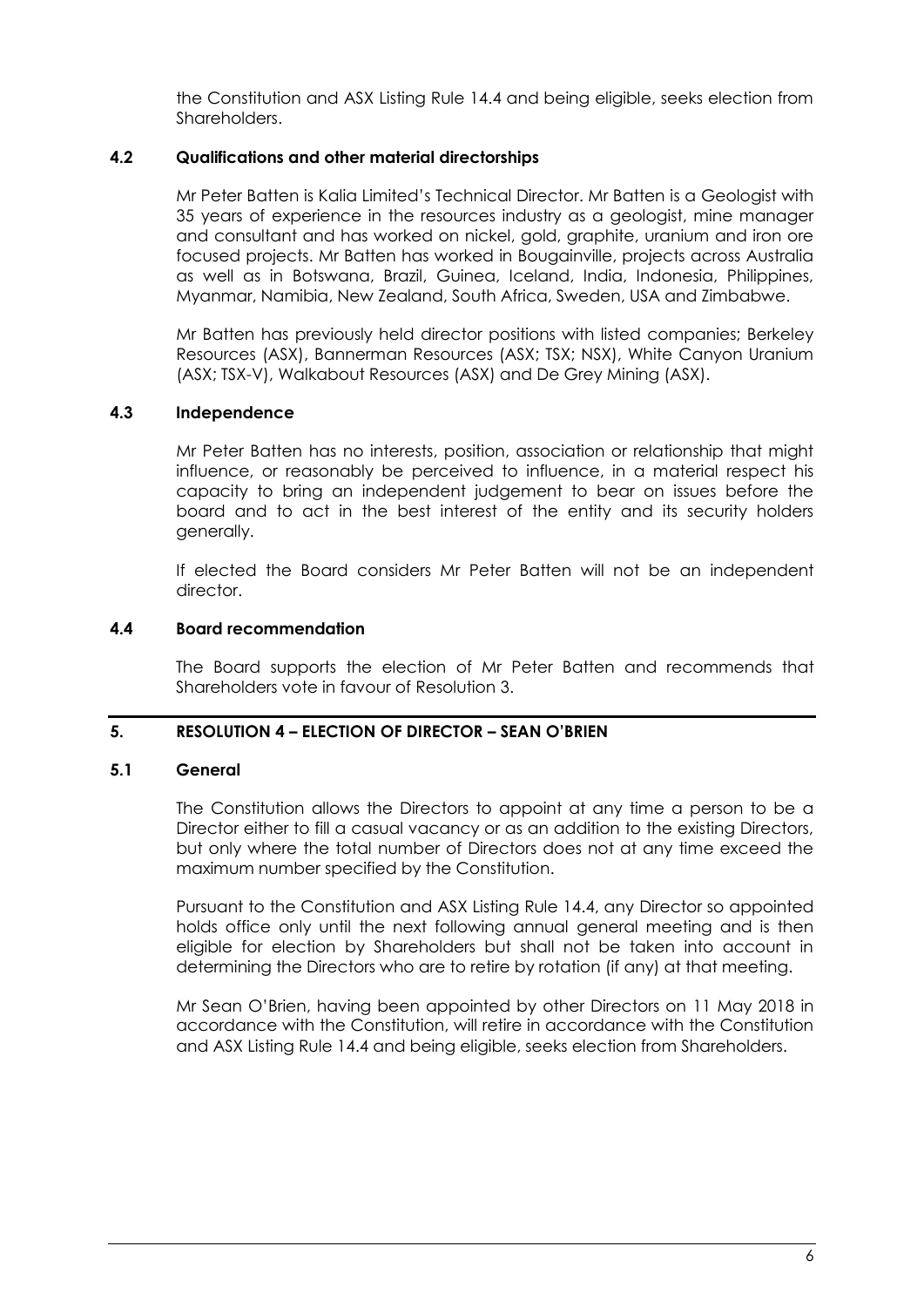the Constitution and ASX Listing Rule 14.4 and being eligible, seeks election from Shareholders.

### 4.2 Qualifications and other material directorships

Mr Peter Batten is Kalia Limited's Technical Director. Mr Batten is a Geologist with 35 years of experience in the resources industry as a geologist, mine manager and consultant and has worked on nickel, gold, graphite, uranium and iron ore focused projects. Mr Batten has worked in Bougainville, projects across Australia as well as in Botswana, Brazil, Guinea, Iceland, India, Indonesia, Philippines, Myanmar, Namibia, New Zealand, South Africa, Sweden, USA and Zimbabwe.

Mr Batten has previously held director positions with listed companies; Berkeley Resources (ASX), Bannerman Resources (ASX; TSX; NSX), White Canyon Uranium (ASX; TSX-V), Walkabout Resources (ASX) and De Grey Mining (ASX).

### 4.3 Independence

Mr Peter Batten has no interests, position, association or relationship that might influence, or reasonably be perceived to influence, in a material respect his capacity to bring an independent judgement to bear on issues before the board and to act in the best interest of the entity and its security holders generally.

If elected the Board considers Mr Peter Batten will not be an independent director.

### 4.4 Board recommendation

The Board supports the election of Mr Peter Batten and recommends that Shareholders vote in favour of Resolution 3.

## 5. RESOLUTION 4 – ELECTION OF DIRECTOR – SEAN O'BRIEN

### 5.1 General

The Constitution allows the Directors to appoint at any time a person to be a Director either to fill a casual vacancy or as an addition to the existing Directors, but only where the total number of Directors does not at any time exceed the maximum number specified by the Constitution.

Pursuant to the Constitution and ASX Listing Rule 14.4, any Director so appointed holds office only until the next following annual general meeting and is then eligible for election by Shareholders but shall not be taken into account in determining the Directors who are to retire by rotation (if any) at that meeting.

Mr Sean O'Brien, having been appointed by other Directors on 11 May 2018 in accordance with the Constitution, will retire in accordance with the Constitution and ASX Listing Rule 14.4 and being eligible, seeks election from Shareholders.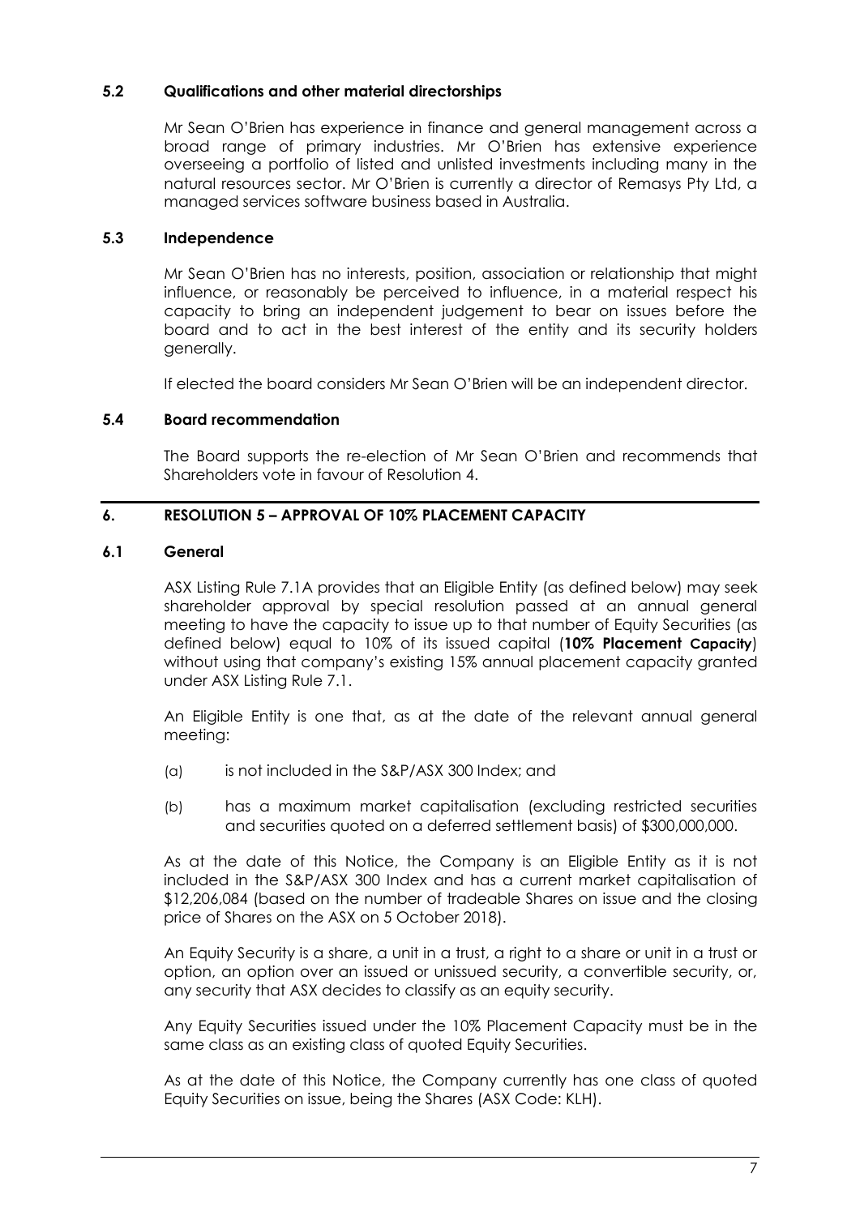### 5.2 Qualifications and other material directorships

Mr Sean O'Brien has experience in finance and general management across a broad range of primary industries. Mr O'Brien has extensive experience overseeing a portfolio of listed and unlisted investments including many in the natural resources sector. Mr O'Brien is currently a director of Remasys Pty Ltd, a managed services software business based in Australia.

### 5.3 Independence

Mr Sean O'Brien has no interests, position, association or relationship that might influence, or reasonably be perceived to influence, in a material respect his capacity to bring an independent judgement to bear on issues before the board and to act in the best interest of the entity and its security holders generally.

If elected the board considers Mr Sean O'Brien will be an independent director.

### 5.4 Board recommendation

The Board supports the re-election of Mr Sean O'Brien and recommends that Shareholders vote in favour of Resolution 4.

## 6. RESOLUTION 5 – APPROVAL OF 10% PLACEMENT CAPACITY

### 6.1 General

ASX Listing Rule 7.1A provides that an Eligible Entity (as defined below) may seek shareholder approval by special resolution passed at an annual general meeting to have the capacity to issue up to that number of Equity Securities (as defined below) equal to 10% of its issued capital (**10% Placement Capacity**) without using that company's existing 15% annual placement capacity granted under ASX Listing Rule 7.1.

An Eligible Entity is one that, as at the date of the relevant annual general meeting:

(a) is not included in the S&P/ASX 300 Index; and

(b) has a maximum market capitalisation (excluding restricted securities and securities quoted on a deferred settlement basis) of $300,000,000.

As at the date of this Notice, the Company is an Eligible Entity as it is not included in the S&P/ASX 300 Index and has a current market capitalisation of $12,206,084 (based on the number of tradeable Shares on issue and the closing price of Shares on the ASX on 5 October 2018).

An Equity Security is a share, a unit in a trust, a right to a share or unit in a trust or option, an option over an issued or unissued security, a convertible security, or, any security that ASX decides to classify as an equity security.

Any Equity Securities issued under the 10% Placement Capacity must be in the same class as an existing class of quoted Equity Securities.

As at the date of this Notice, the Company currently has one class of quoted Equity Securities on issue, being the Shares (ASX Code: KLH).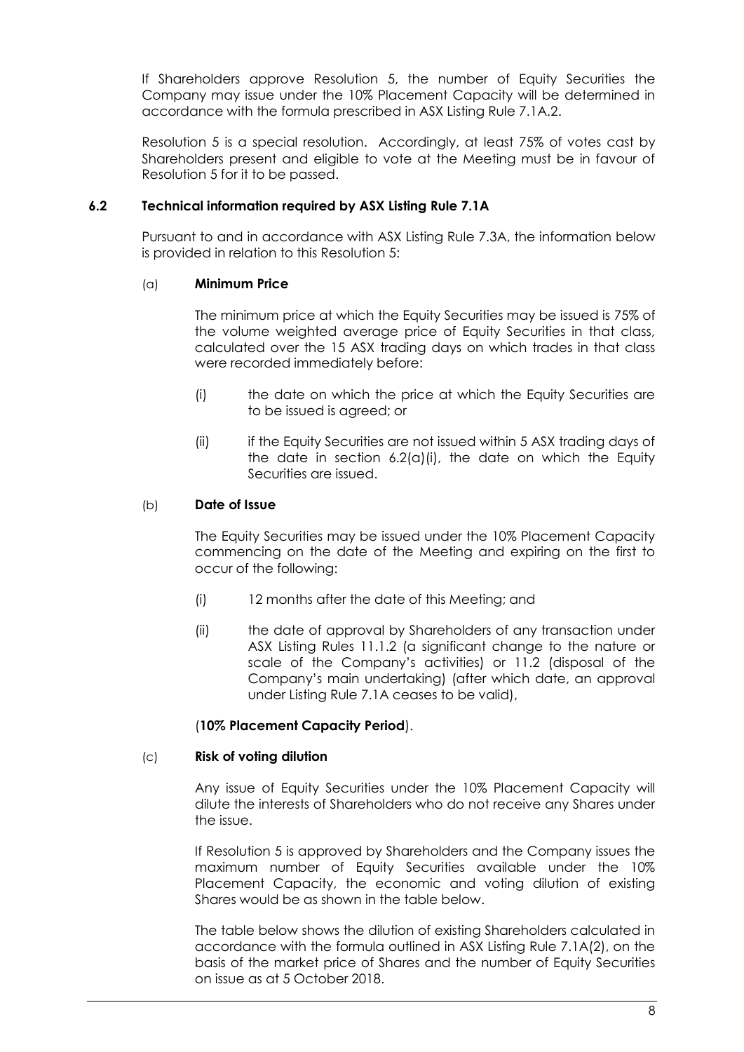If Shareholders approve Resolution 5, the number of Equity Securities the Company may issue under the 10% Placement Capacity will be determined in accordance with the formula prescribed in ASX Listing Rule 7.1A.2.

Resolution 5 is a special resolution. Accordingly, at least 75% of votes cast by Shareholders present and eligible to vote at the Meeting must be in favour of Resolution 5 for it to be passed.

### 6.2 Technical information required by ASX Listing Rule 7.1A

Pursuant to and in accordance with ASX Listing Rule 7.3A, the information below is provided in relation to this Resolution 5:

(a) **Minimum Price**

The minimum price at which the Equity Securities may be issued is 75% of the volume weighted average price of Equity Securities in that class, calculated over the 15 ASX trading days on which trades in that class were recorded immediately before:

(i) the date on which the price at which the Equity Securities are to be issued is agreed; or

(ii) if the Equity Securities are not issued within 5 ASX trading days of the date in section 6.2(a)(i), the date on which the Equity Securities are issued.

(b) **Date of Issue**

The Equity Securities may be issued under the 10% Placement Capacity commencing on the date of the Meeting and expiring on the first to occur of the following:

(i) 12 months after the date of this Meeting; and

(ii) the date of approval by Shareholders of any transaction under ASX Listing Rules 11.1.2 (a significant change to the nature or scale of the Company's activities) or 11.2 (disposal of the Company's main undertaking) (after which date, an approval under Listing Rule 7.1A ceases to be valid),

(**10% Placement Capacity Period**).

(c) **Risk of voting dilution**

Any issue of Equity Securities under the 10% Placement Capacity will dilute the interests of Shareholders who do not receive any Shares under the issue.

If Resolution 5 is approved by Shareholders and the Company issues the maximum number of Equity Securities available under the 10% Placement Capacity, the economic and voting dilution of existing Shares would be as shown in the table below.

The table below shows the dilution of existing Shareholders calculated in accordance with the formula outlined in ASX Listing Rule 7.1A(2), on the basis of the market price of Shares and the number of Equity Securities on issue as at 5 October 2018.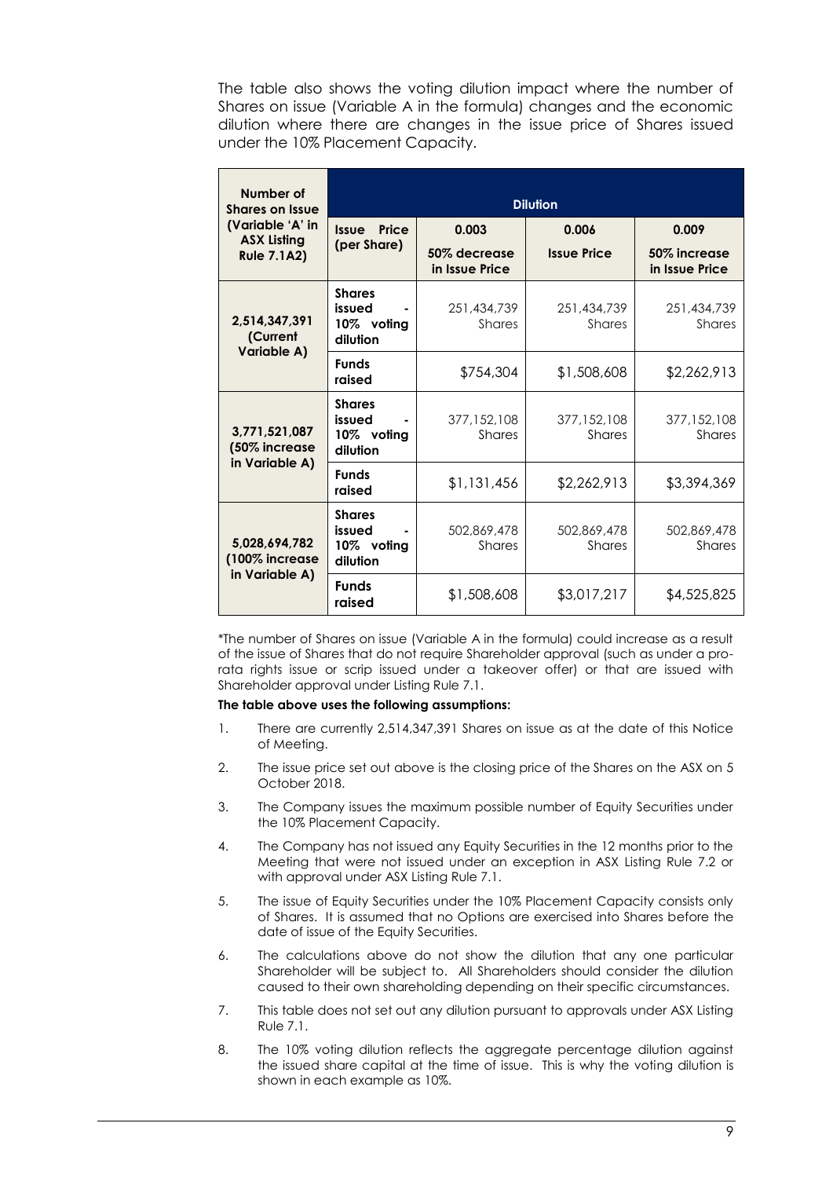The table also shows the voting dilution impact where the number of Shares on issue (Variable A in the formula) changes and the economic dilution where there are changes in the issue price of Shares issued under the 10% Placement Capacity.

| Number of Shares on Issue (Variable 'A' in ASX Listing Rule 7.1A2) | Dilution | | | |
|---|---|---|---|---|
| | **Issue Price (per Share)** | **0.003**<br>**50% decrease in Issue Price** | **0.006**<br>**Issue Price** | **0.009**<br>**50% increase in Issue Price** |
| **2,514,347,391 (Current Variable A)** | **Shares issued - 10% voting dilution** | 251,434,739 Shares | 251,434,739 Shares | 251,434,739 Shares |
| | **Funds raised** | $754,304 | $1,508,608 | $2,262,913 |
| **3,771,521,087 (50% increase in Variable A)** | **Shares issued - 10% voting dilution** | 377,152,108 Shares | 377,152,108 Shares | 377,152,108 Shares |
| | **Funds raised** | $1,131,456 | $2,262,913 | $3,394,369 |
| **5,028,694,782 (100% increase in Variable A)** | **Shares issued - 10% voting dilution** | 502,869,478 Shares | 502,869,478 Shares | 502,869,478 Shares |
| | **Funds raised** | $1,508,608 | $3,017,217 | $4,525,825 |

*The number of Shares on issue (Variable A in the formula) could increase as a result of the issue of Shares that do not require Shareholder approval (such as under a pro-rata rights issue or scrip issued under a takeover offer) or that are issued with Shareholder approval under Listing Rule 7.1.

**The table above uses the following assumptions:**

1. There are currently 2,514,347,391 Shares on issue as at the date of this Notice of Meeting.
2. The issue price set out above is the closing price of the Shares on the ASX on 5 October 2018.
3. The Company issues the maximum possible number of Equity Securities under the 10% Placement Capacity.
4. The Company has not issued any Equity Securities in the 12 months prior to the Meeting that were not issued under an exception in ASX Listing Rule 7.2 or with approval under ASX Listing Rule 7.1.
5. The issue of Equity Securities under the 10% Placement Capacity consists only of Shares. It is assumed that no Options are exercised into Shares before the date of issue of the Equity Securities.
6. The calculations above do not show the dilution that any one particular Shareholder will be subject to. All Shareholders should consider the dilution caused to their own shareholding depending on their specific circumstances.
7. This table does not set out any dilution pursuant to approvals under ASX Listing Rule 7.1.
8. The 10% voting dilution reflects the aggregate percentage dilution against the issued share capital at the time of issue. This is why the voting dilution is shown in each example as 10%.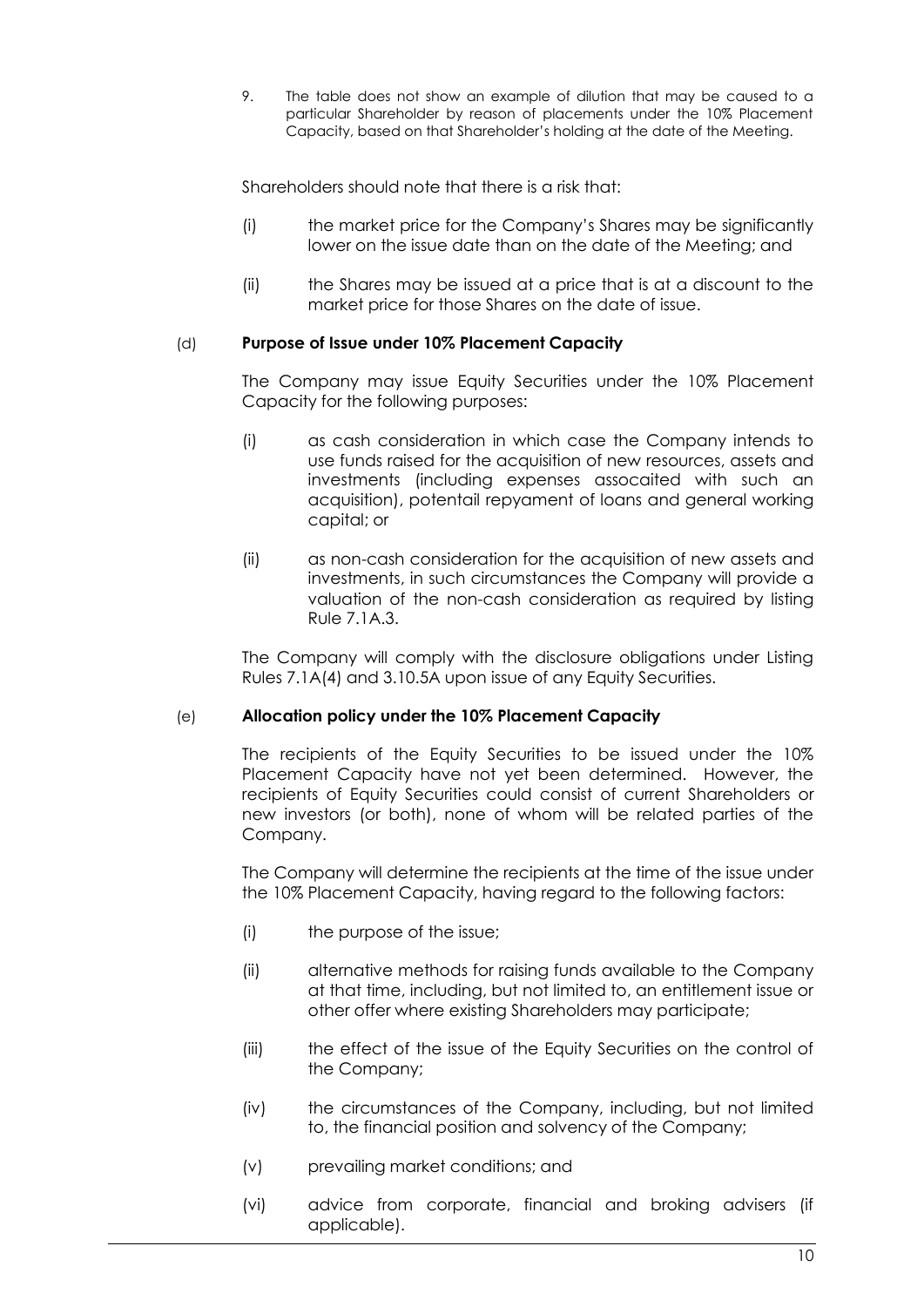9. The table does not show an example of dilution that may be caused to a particular Shareholder by reason of placements under the 10% Placement Capacity, based on that Shareholder's holding at the date of the Meeting.

Shareholders should note that there is a risk that:

(i) the market price for the Company's Shares may be significantly lower on the issue date than on the date of the Meeting; and

(ii) the Shares may be issued at a price that is at a discount to the market price for those Shares on the date of issue.

(d) **Purpose of Issue under 10% Placement Capacity**

The Company may issue Equity Securities under the 10% Placement Capacity for the following purposes:

(i) as cash consideration in which case the Company intends to use funds raised for the acquisition of new resources, assets and investments (including expenses assocaited with such an acquisition), potentail repyament of loans and general working capital; or

(ii) as non-cash consideration for the acquisition of new assets and investments, in such circumstances the Company will provide a valuation of the non-cash consideration as required by listing Rule 7.1A.3.

The Company will comply with the disclosure obligations under Listing Rules 7.1A(4) and 3.10.5A upon issue of any Equity Securities.

(e) **Allocation policy under the 10% Placement Capacity**

The recipients of the Equity Securities to be issued under the 10% Placement Capacity have not yet been determined. However, the recipients of Equity Securities could consist of current Shareholders or new investors (or both), none of whom will be related parties of the Company.

The Company will determine the recipients at the time of the issue under the 10% Placement Capacity, having regard to the following factors:

(i) the purpose of the issue;

(ii) alternative methods for raising funds available to the Company at that time, including, but not limited to, an entitlement issue or other offer where existing Shareholders may participate;

(iii) the effect of the issue of the Equity Securities on the control of the Company;

(iv) the circumstances of the Company, including, but not limited to, the financial position and solvency of the Company;

(v) prevailing market conditions; and

(vi) advice from corporate, financial and broking advisers (if applicable).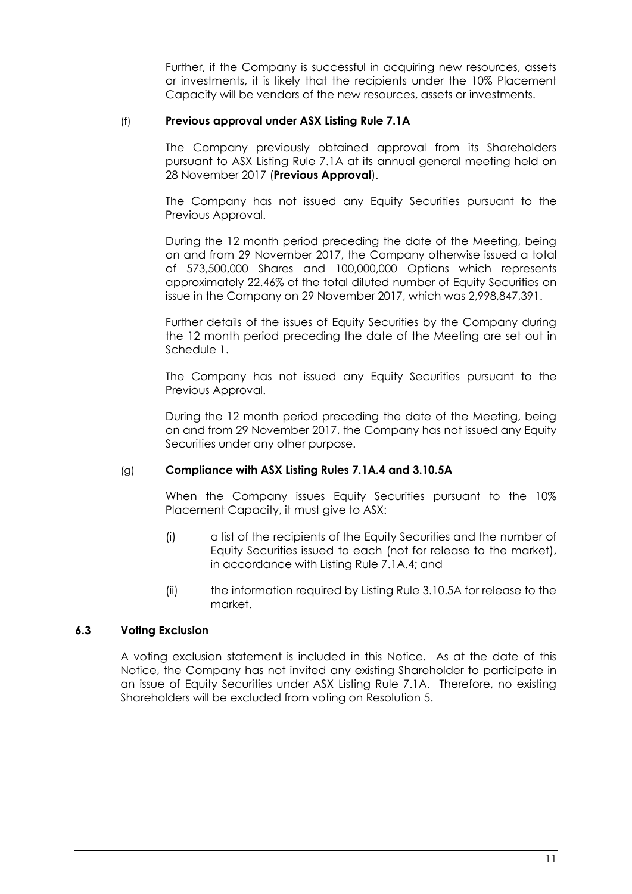Further, if the Company is successful in acquiring new resources, assets or investments, it is likely that the recipients under the 10% Placement Capacity will be vendors of the new resources, assets or investments.

(f) **Previous approval under ASX Listing Rule 7.1A**

The Company previously obtained approval from its Shareholders pursuant to ASX Listing Rule 7.1A at its annual general meeting held on 28 November 2017 (**Previous Approval**).

The Company has not issued any Equity Securities pursuant to the Previous Approval.

During the 12 month period preceding the date of the Meeting, being on and from 29 November 2017, the Company otherwise issued a total of 573,500,000 Shares and 100,000,000 Options which represents approximately 22.46% of the total diluted number of Equity Securities on issue in the Company on 29 November 2017, which was 2,998,847,391.

Further details of the issues of Equity Securities by the Company during the 12 month period preceding the date of the Meeting are set out in Schedule 1.

The Company has not issued any Equity Securities pursuant to the Previous Approval.

During the 12 month period preceding the date of the Meeting, being on and from 29 November 2017, the Company has not issued any Equity Securities under any other purpose.

(g) **Compliance with ASX Listing Rules 7.1A.4 and 3.10.5A**

When the Company issues Equity Securities pursuant to the 10% Placement Capacity, it must give to ASX:

(i) a list of the recipients of the Equity Securities and the number of Equity Securities issued to each (not for release to the market), in accordance with Listing Rule 7.1A.4; and

(ii) the information required by Listing Rule 3.10.5A for release to the market.

### 6.3 Voting Exclusion

A voting exclusion statement is included in this Notice. As at the date of this Notice, the Company has not invited any existing Shareholder to participate in an issue of Equity Securities under ASX Listing Rule 7.1A. Therefore, no existing Shareholders will be excluded from voting on Resolution 5.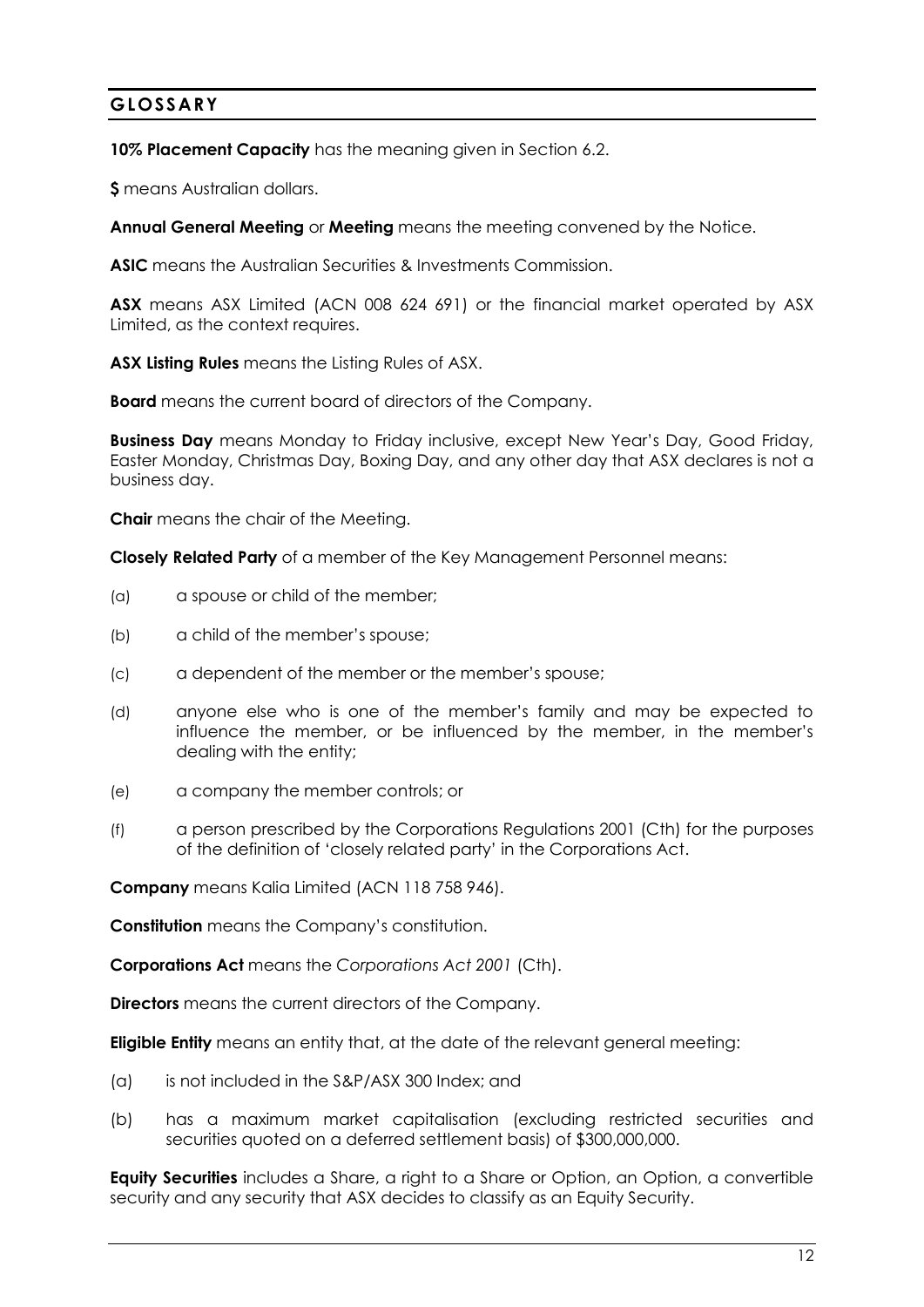## GLOSSARY

**10% Placement Capacity** has the meaning given in Section 6.2.

**$** means Australian dollars.

**Annual General Meeting** or **Meeting** means the meeting convened by the Notice.

**ASIC** means the Australian Securities & Investments Commission.

**ASX** means ASX Limited (ACN 008 624 691) or the financial market operated by ASX Limited, as the context requires.

**ASX Listing Rules** means the Listing Rules of ASX.

**Board** means the current board of directors of the Company.

**Business Day** means Monday to Friday inclusive, except New Year's Day, Good Friday, Easter Monday, Christmas Day, Boxing Day, and any other day that ASX declares is not a business day.

**Chair** means the chair of the Meeting.

**Closely Related Party** of a member of the Key Management Personnel means:

(a) a spouse or child of the member;

(b) a child of the member's spouse;

(c) a dependent of the member or the member's spouse;

(d) anyone else who is one of the member's family and may be expected to influence the member, or be influenced by the member, in the member's dealing with the entity;

(e) a company the member controls; or

(f) a person prescribed by the Corporations Regulations 2001 (Cth) for the purposes of the definition of 'closely related party' in the Corporations Act.

**Company** means Kalia Limited (ACN 118 758 946).

**Constitution** means the Company's constitution.

**Corporations Act** means the *Corporations Act 2001* (Cth).

**Directors** means the current directors of the Company.

**Eligible Entity** means an entity that, at the date of the relevant general meeting:

(a) is not included in the S&P/ASX 300 Index; and

(b) has a maximum market capitalisation (excluding restricted securities and securities quoted on a deferred settlement basis) of $300,000,000.

**Equity Securities** includes a Share, a right to a Share or Option, an Option, a convertible security and any security that ASX decides to classify as an Equity Security.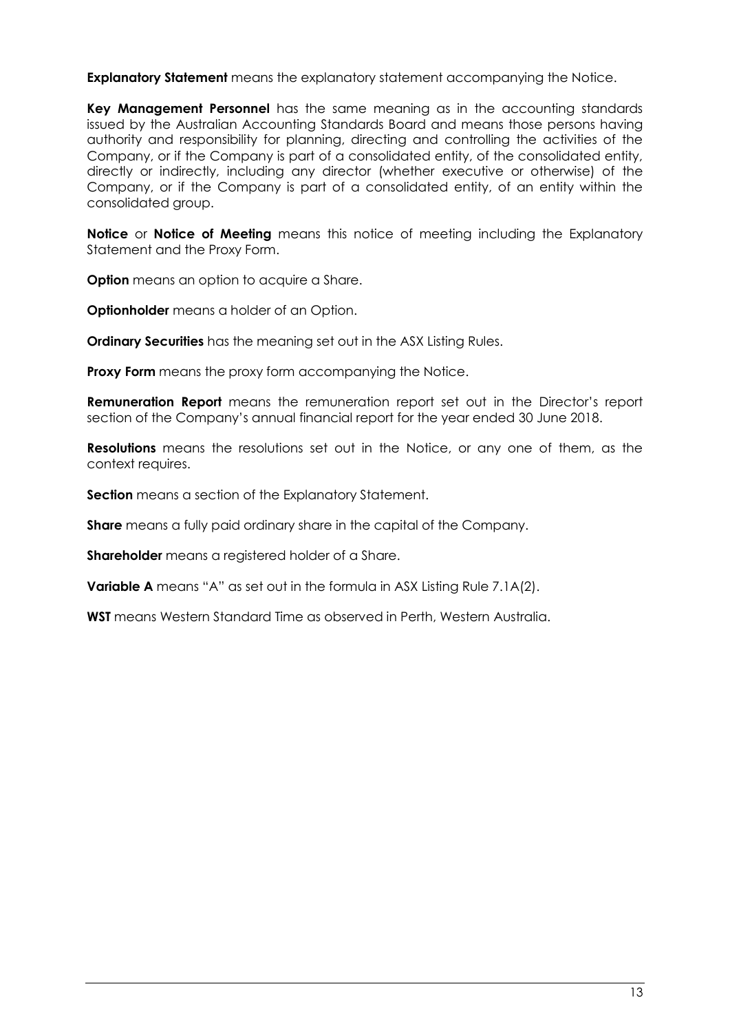**Explanatory Statement** means the explanatory statement accompanying the Notice.

**Key Management Personnel** has the same meaning as in the accounting standards issued by the Australian Accounting Standards Board and means those persons having authority and responsibility for planning, directing and controlling the activities of the Company, or if the Company is part of a consolidated entity, of the consolidated entity, directly or indirectly, including any director (whether executive or otherwise) of the Company, or if the Company is part of a consolidated entity, of an entity within the consolidated group.

**Notice** or **Notice of Meeting** means this notice of meeting including the Explanatory Statement and the Proxy Form.

**Option** means an option to acquire a Share.

**Optionholder** means a holder of an Option.

**Ordinary Securities** has the meaning set out in the ASX Listing Rules.

**Proxy Form** means the proxy form accompanying the Notice.

**Remuneration Report** means the remuneration report set out in the Director's report section of the Company's annual financial report for the year ended 30 June 2018.

**Resolutions** means the resolutions set out in the Notice, or any one of them, as the context requires.

**Section** means a section of the Explanatory Statement.

**Share** means a fully paid ordinary share in the capital of the Company.

**Shareholder** means a registered holder of a Share.

**Variable A** means "A" as set out in the formula in ASX Listing Rule 7.1A(2).

**WST** means Western Standard Time as observed in Perth, Western Australia.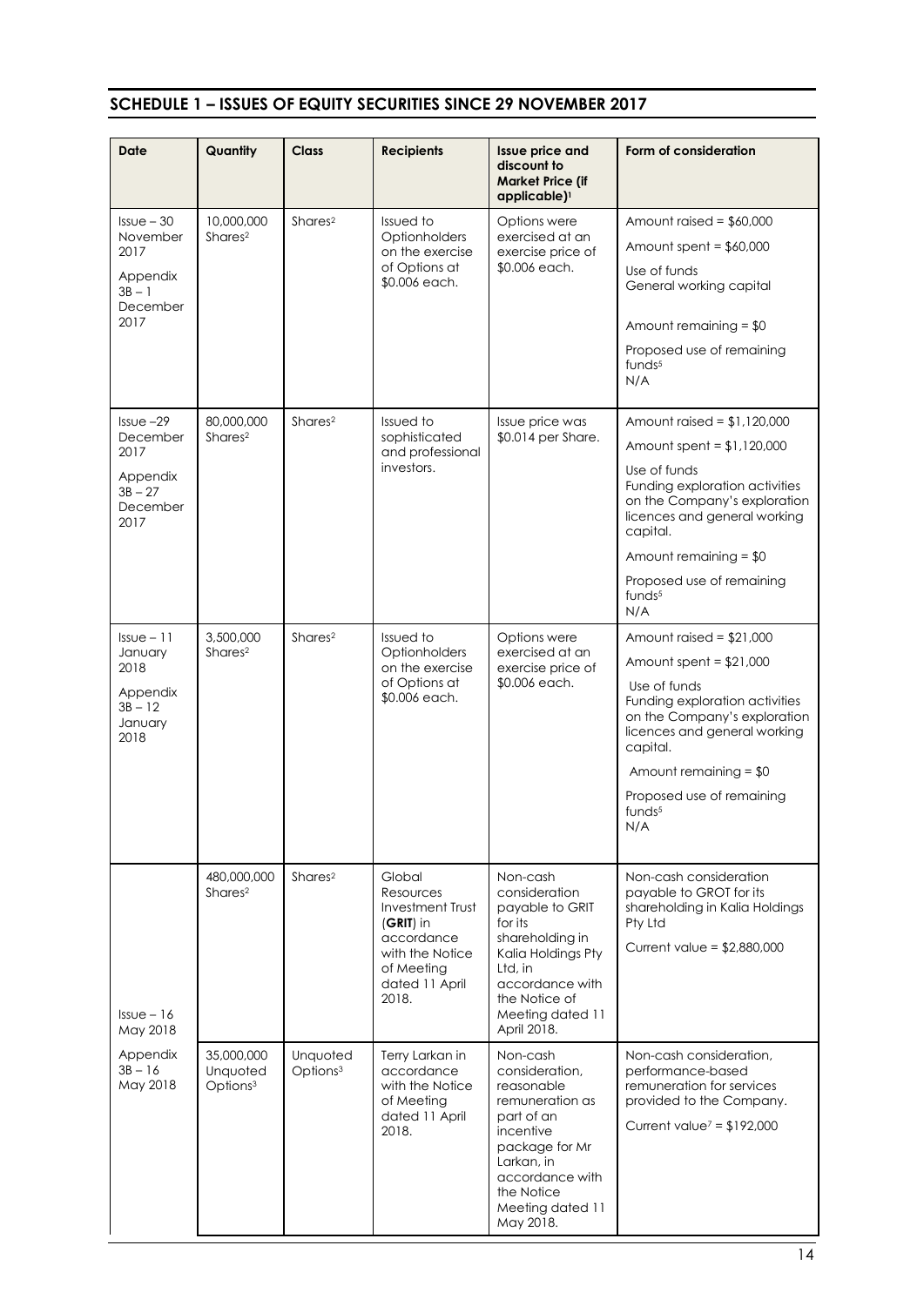## SCHEDULE 1 – ISSUES OF EQUITY SECURITIES SINCE 29 NOVEMBER 2017

| Date | Quantity | Class | Recipients | Issue price and discount to Market Price (if applicable)[1] | Form of consideration |
|---|---|---|---|---|---|
| Issue – 30 November 2017<br><br>Appendix 3B – 1 December 2017 | 10,000,000 Shares[2] | Shares[2] | Issued to Optionholders on the exercise of Options at $0.006 each. | Options were exercised at an exercise price of $0.006 each. | Amount raised = $60,000<br><br>Amount spent = $60,000<br><br>Use of funds<br>General working capital<br><br>Amount remaining = $0<br><br>Proposed use of remaining funds[5]<br>N/A |
| Issue –29 December 2017<br><br>Appendix 3B – 27 December 2017 | 80,000,000 Shares[2] | Shares[2] | Issued to sophisticated and professional investors. | Issue price was $0.014 per Share. | Amount raised = $1,120,000<br><br>Amount spent = $1,120,000<br><br>Use of funds<br>Funding exploration activities on the Company's exploration licences and general working capital.<br><br>Amount remaining = $0<br><br>Proposed use of remaining funds[5]<br>N/A |
| Issue – 11 January 2018<br><br>Appendix 3B – 12 January 2018 | 3,500,000 Shares[2] | Shares[2] | Issued to Optionholders on the exercise of Options at $0.006 each. | Options were exercised at an exercise price of $0.006 each. | Amount raised = $21,000<br><br>Amount spent = $21,000<br><br>Use of funds<br>Funding exploration activities on the Company's exploration licences and general working capital.<br><br>Amount remaining = $0<br><br>Proposed use of remaining funds[5]<br>N/A |
| Issue – 16 May 2018<br><br>Appendix 3B – 16 May 2018 | 480,000,000 Shares[2] | Shares[2] | Global Resources Investment Trust (**GRIT**) in accordance with the Notice of Meeting dated 11 April 2018. | Non-cash consideration payable to GRIT for its shareholding in Kalia Holdings Pty Ltd, in accordance with the Notice of Meeting dated 11 April 2018. | Non-cash consideration payable to GROT for its shareholding in Kalia Holdings Pty Ltd<br><br>Current value = $2,880,000 |
| | 35,000,000 Unquoted Options[3] | Unquoted Options[3] | Terry Larkan in accordance with the Notice of Meeting dated 11 April 2018. | Non-cash consideration, reasonable remuneration as part of an incentive package for Mr Larkan, in accordance with the Notice Meeting dated 11 May 2018. | Non-cash consideration, performance-based remuneration for services provided to the Company.<br><br>Current value[7] = $192,000 |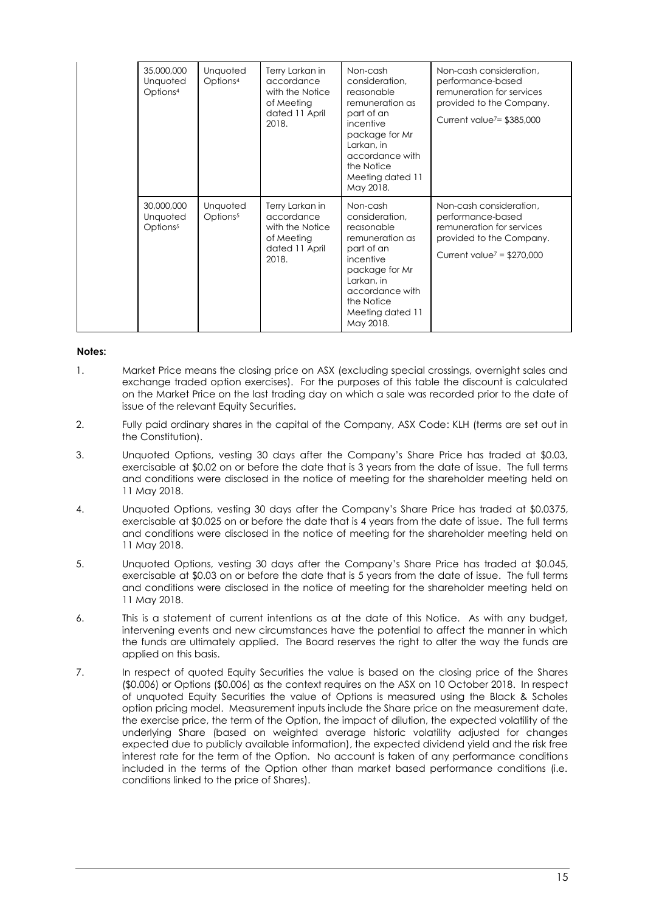| | | | | |
|---|---|---|---|---|
| 35,000,000 Unquoted Options[4] | Unquoted Options[4] | Terry Larkan in accordance with the Notice of Meeting dated 11 April 2018. | Non-cash consideration, reasonable remuneration as part of an incentive package for Mr Larkan, in accordance with the Notice Meeting dated 11 May 2018. | Non-cash consideration, performance-based remuneration for services provided to the Company. Current value[7]= $385,000 |
| 30,000,000 Unquoted Options[5] | Unquoted Options[5] | Terry Larkan in accordance with the Notice of Meeting dated 11 April 2018. | Non-cash consideration, reasonable remuneration as part of an incentive package for Mr Larkan, in accordance with the Notice Meeting dated 11 May 2018. | Non-cash consideration, performance-based remuneration for services provided to the Company. Current value[7] = $270,000 |

**Notes:**

1. Market Price means the closing price on ASX (excluding special crossings, overnight sales and exchange traded option exercises). For the purposes of this table the discount is calculated on the Market Price on the last trading day on which a sale was recorded prior to the date of issue of the relevant Equity Securities.
2. Fully paid ordinary shares in the capital of the Company, ASX Code: KLH (terms are set out in the Constitution).
3. Unquoted Options, vesting 30 days after the Company's Share Price has traded at $0.03, exercisable at $0.02 on or before the date that is 3 years from the date of issue. The full terms and conditions were disclosed in the notice of meeting for the shareholder meeting held on 11 May 2018.
4. Unquoted Options, vesting 30 days after the Company's Share Price has traded at $0.0375, exercisable at $0.025 on or before the date that is 4 years from the date of issue. The full terms and conditions were disclosed in the notice of meeting for the shareholder meeting held on 11 May 2018.
5. Unquoted Options, vesting 30 days after the Company's Share Price has traded at $0.045, exercisable at $0.03 on or before the date that is 5 years from the date of issue. The full terms and conditions were disclosed in the notice of meeting for the shareholder meeting held on 11 May 2018.
6. This is a statement of current intentions as at the date of this Notice. As with any budget, intervening events and new circumstances have the potential to affect the manner in which the funds are ultimately applied. The Board reserves the right to alter the way the funds are applied on this basis.
7. In respect of quoted Equity Securities the value is based on the closing price of the Shares ($0.006) or Options ($0.006) as the context requires on the ASX on 10 October 2018. In respect of unquoted Equity Securities the value of Options is measured using the Black & Scholes option pricing model. Measurement inputs include the Share price on the measurement date, the exercise price, the term of the Option, the impact of dilution, the expected volatility of the underlying Share (based on weighted average historic volatility adjusted for changes expected due to publicly available information), the expected dividend yield and the risk free interest rate for the term of the Option. No account is taken of any performance conditions included in the terms of the Option other than market based performance conditions (i.e. conditions linked to the price of Shares).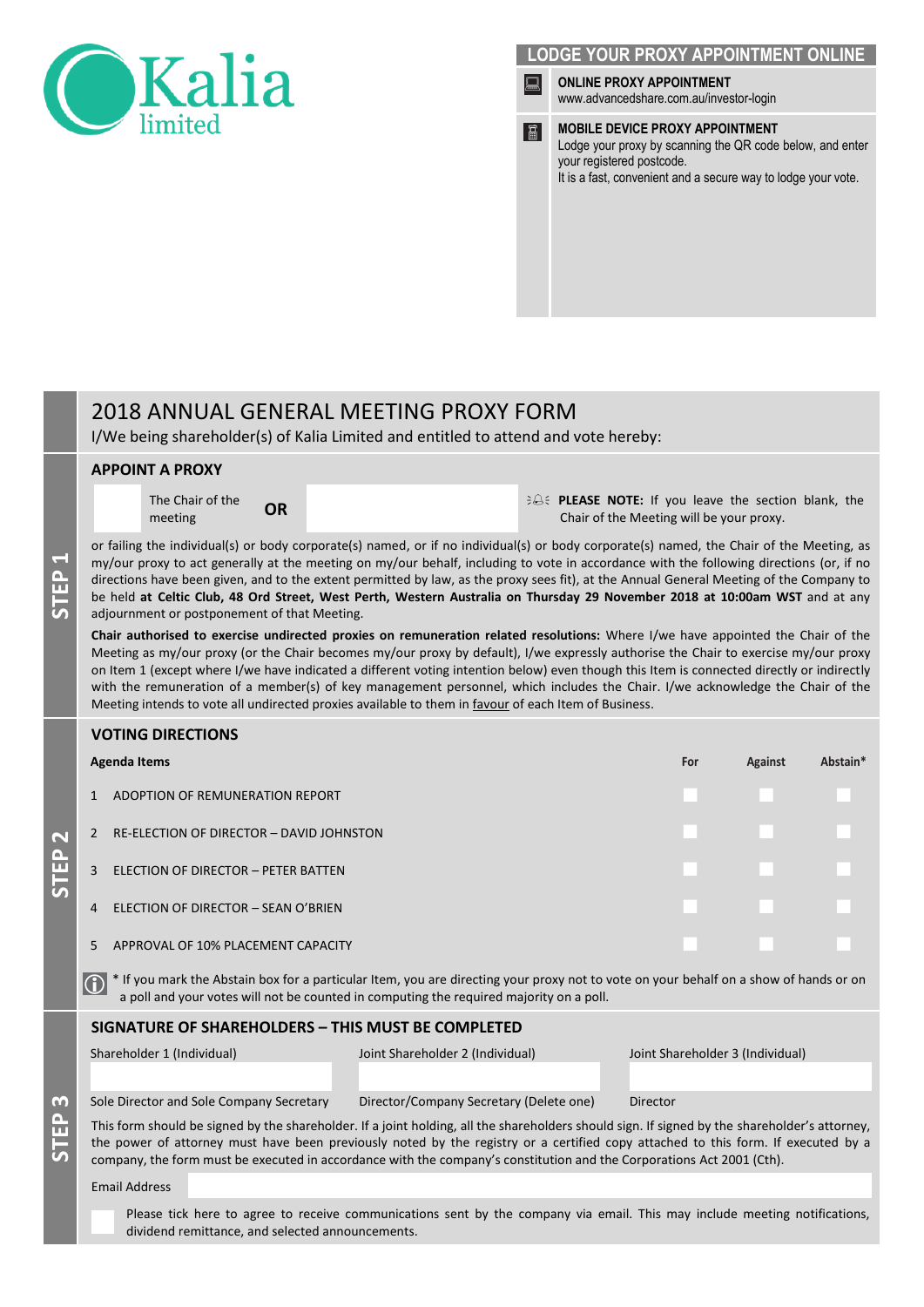Kalia limited

## LODGE YOUR PROXY APPOINTMENT ONLINE

**ONLINE PROXY APPOINTMENT**
www.advancedshare.com.au/investor-login

**MOBILE DEVICE PROXY APPOINTMENT**
Lodge your proxy by scanning the QR code below, and enter your registered postcode.
It is a fast, convenient and a secure way to lodge your vote.

# 2018 ANNUAL GENERAL MEETING PROXY FORM

I/We being shareholder(s) of Kalia Limited and entitled to attend and vote hereby:

## STEP 1

### APPOINT A PROXY

The Chair of the meeting **OR**

**PLEASE NOTE:** If you leave the section blank, the Chair of the Meeting will be your proxy.

or failing the individual(s) or body corporate(s) named, or if no individual(s) or body corporate(s) named, the Chair of the Meeting, as my/our proxy to act generally at the meeting on my/our behalf, including to vote in accordance with the following directions (or, if no directions have been given, and to the extent permitted by law, as the proxy sees fit), at the Annual General Meeting of the Company to be held **at Celtic Club, 48 Ord Street, West Perth, Western Australia on Thursday 29 November 2018 at 10:00am WST** and at any adjournment or postponement of that Meeting.

**Chair authorised to exercise undirected proxies on remuneration related resolutions:** Where I/we have appointed the Chair of the Meeting as my/our proxy (or the Chair becomes my/our proxy by default), I/we expressly authorise the Chair to exercise my/our proxy on Item 1 (except where I/we have indicated a different voting intention below) even though this Item is connected directly or indirectly with the remuneration of a member(s) of key management personnel, which includes the Chair. I/we acknowledge the Chair of the Meeting intends to vote all undirected proxies available to them in favour of each Item of Business.

## STEP 2

### VOTING DIRECTIONS

| Agenda Items | | For | Against | Abstain* |
|---|---|---|---|---|
| 1 | ADOPTION OF REMUNERATION REPORT | | | |
| 2 | RE-ELECTION OF DIRECTOR – DAVID JOHNSTON | | | |
| 3 | ELECTION OF DIRECTOR – PETER BATTEN | | | |
| 4 | ELECTION OF DIRECTOR – SEAN O'BRIEN | | | |
| 5 | APPROVAL OF 10% PLACEMENT CAPACITY | | | |

* If you mark the Abstain box for a particular Item, you are directing your proxy not to vote on your behalf on a show of hands or on a poll and your votes will not be counted in computing the required majority on a poll.

## STEP 3

### SIGNATURE OF SHAREHOLDERS – THIS MUST BE COMPLETED

| Shareholder 1 (Individual) | Joint Shareholder 2 (Individual) | Joint Shareholder 3 (Individual) |
|---|---|---|
| | | |
| Sole Director and Sole Company Secretary | Director/Company Secretary (Delete one) | Director |

This form should be signed by the shareholder. If a joint holding, all the shareholders should sign. If signed by the shareholder's attorney, the power of attorney must have been previously noted by the registry or a certified copy attached to this form. If executed by a company, the form must be executed in accordance with the company's constitution and the Corporations Act 2001 (Cth).

Email Address

Please tick here to agree to receive communications sent by the company via email. This may include meeting notifications, dividend remittance, and selected announcements.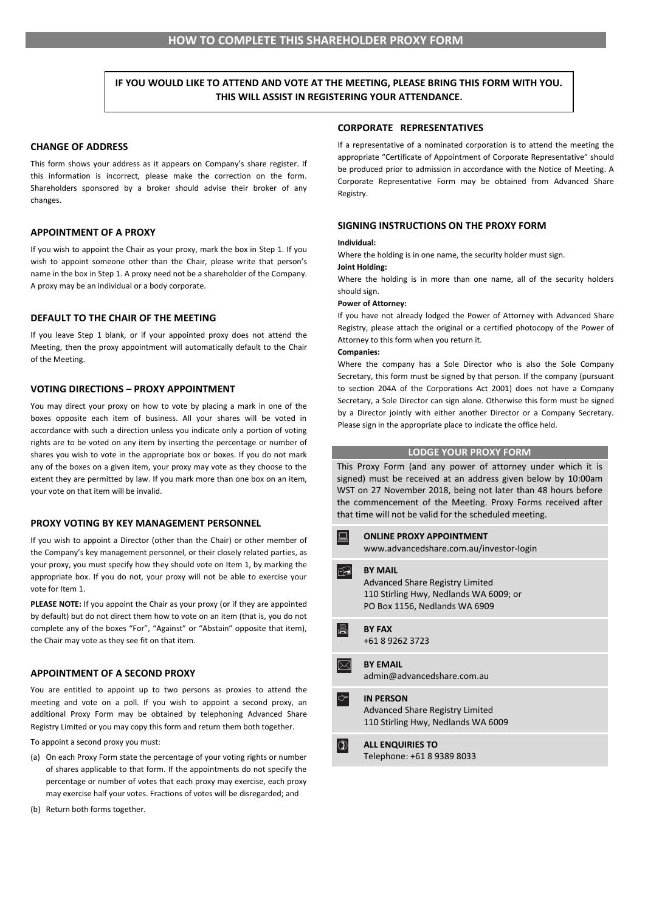# HOW TO COMPLETE THIS SHAREHOLDER PROXY FORM

**IF YOU WOULD LIKE TO ATTEND AND VOTE AT THE MEETING, PLEASE BRING THIS FORM WITH YOU. THIS WILL ASSIST IN REGISTERING YOUR ATTENDANCE.**

### CHANGE OF ADDRESS

This form shows your address as it appears on Company's share register. If this information is incorrect, please make the correction on the form. Shareholders sponsored by a broker should advise their broker of any changes.

### APPOINTMENT OF A PROXY

If you wish to appoint the Chair as your proxy, mark the box in Step 1. If you wish to appoint someone other than the Chair, please write that person's name in the box in Step 1. A proxy need not be a shareholder of the Company. A proxy may be an individual or a body corporate.

### DEFAULT TO THE CHAIR OF THE MEETING

If you leave Step 1 blank, or if your appointed proxy does not attend the Meeting, then the proxy appointment will automatically default to the Chair of the Meeting.

### VOTING DIRECTIONS – PROXY APPOINTMENT

You may direct your proxy on how to vote by placing a mark in one of the boxes opposite each item of business. All your shares will be voted in accordance with such a direction unless you indicate only a portion of voting rights are to be voted on any item by inserting the percentage or number of shares you wish to vote in the appropriate box or boxes. If you do not mark any of the boxes on a given item, your proxy may vote as they choose to the extent they are permitted by law. If you mark more than one box on an item, your vote on that item will be invalid.

### PROXY VOTING BY KEY MANAGEMENT PERSONNEL

If you wish to appoint a Director (other than the Chair) or other member of the Company's key management personnel, or their closely related parties, as your proxy, you must specify how they should vote on Item 1, by marking the appropriate box. If you do not, your proxy will not be able to exercise your vote for Item 1.

**PLEASE NOTE:** If you appoint the Chair as your proxy (or if they are appointed by default) but do not direct them how to vote on an item (that is, you do not complete any of the boxes "For", "Against" or "Abstain" opposite that item), the Chair may vote as they see fit on that item.

### APPOINTMENT OF A SECOND PROXY

You are entitled to appoint up to two persons as proxies to attend the meeting and vote on a poll. If you wish to appoint a second proxy, an additional Proxy Form may be obtained by telephoning Advanced Share Registry Limited or you may copy this form and return them both together.

To appoint a second proxy you must:

(a) On each Proxy Form state the percentage of your voting rights or number of shares applicable to that form. If the appointments do not specify the percentage or number of votes that each proxy may exercise, each proxy may exercise half your votes. Fractions of votes will be disregarded; and

(b) Return both forms together.

### CORPORATE REPRESENTATIVES

If a representative of a nominated corporation is to attend the meeting the appropriate "Certificate of Appointment of Corporate Representative" should be produced prior to admission in accordance with the Notice of Meeting. A Corporate Representative Form may be obtained from Advanced Share Registry.

### SIGNING INSTRUCTIONS ON THE PROXY FORM

**Individual:**

Where the holding is in one name, the security holder must sign.

**Joint Holding:**

Where the holding is in more than one name, all of the security holders should sign.

**Power of Attorney:**

If you have not already lodged the Power of Attorney with Advanced Share Registry, please attach the original or a certified photocopy of the Power of Attorney to this form when you return it.

**Companies:**

Where the company has a Sole Director who is also the Sole Company Secretary, this form must be signed by that person. If the company (pursuant to section 204A of the Corporations Act 2001) does not have a Company Secretary, a Sole Director can sign alone. Otherwise this form must be signed by a Director jointly with either another Director or a Company Secretary. Please sign in the appropriate place to indicate the office held.

### LODGE YOUR PROXY FORM

This Proxy Form (and any power of attorney under which it is signed) must be received at an address given below by 10:00am WST on 27 November 2018, being not later than 48 hours before the commencement of the Meeting. Proxy Forms received after that time will not be valid for the scheduled meeting.

**ONLINE PROXY APPOINTMENT**
www.advancedshare.com.au/investor-login

**BY MAIL**
Advanced Share Registry Limited
110 Stirling Hwy, Nedlands WA 6009; or
PO Box 1156, Nedlands WA 6909

**BY FAX**
+61 8 9262 3723

**BY EMAIL**
admin@advancedshare.com.au

**IN PERSON**
Advanced Share Registry Limited
110 Stirling Hwy, Nedlands WA 6009

**ALL ENQUIRIES TO**
Telephone: +61 8 9389 8033